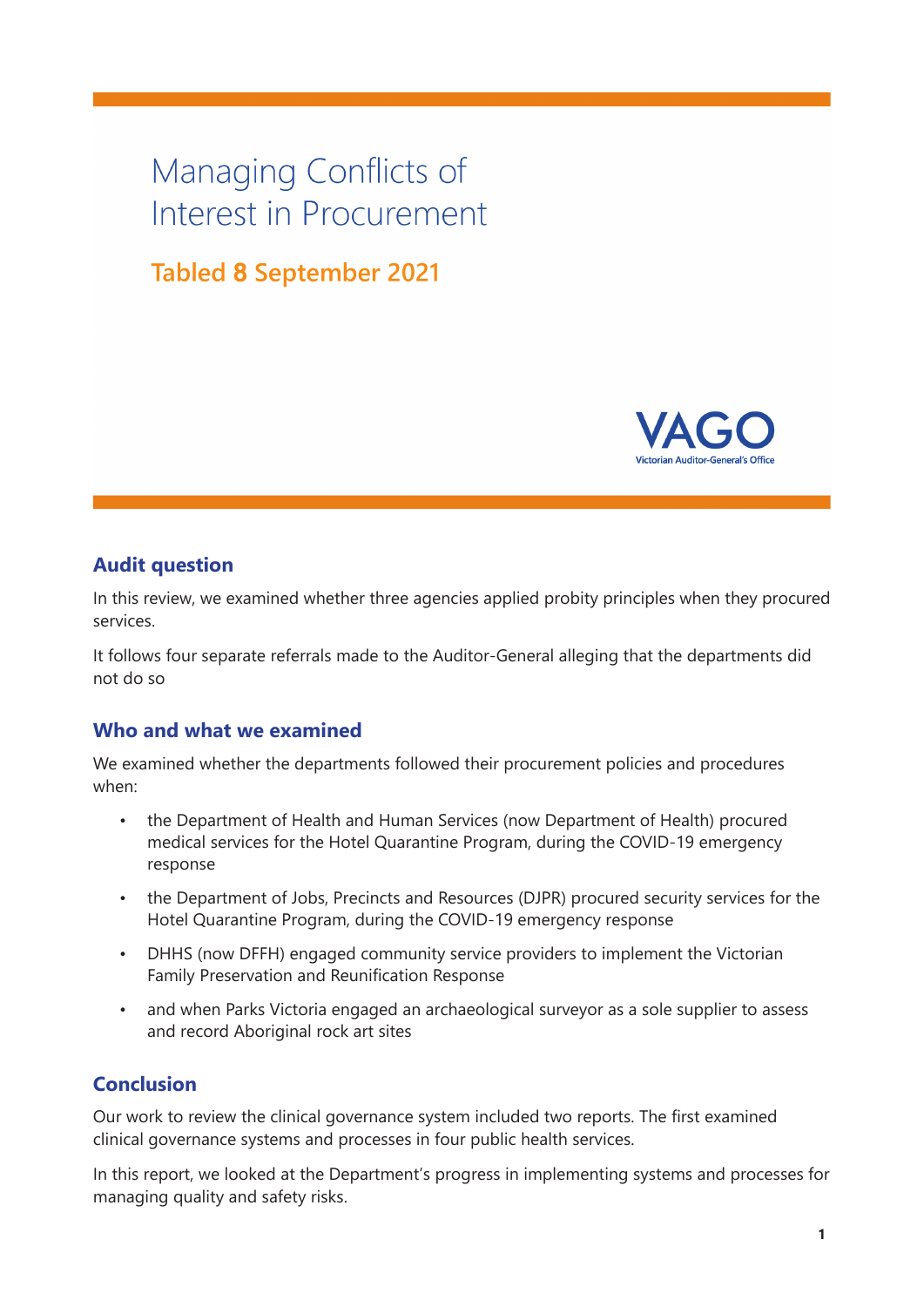# Managing Conflicts of Interest in Procurement

## Tabled 8 September 2021

VAGO
Victorian Auditor-General's Office

### Audit question

In this review, we examined whether three agencies applied probity principles when they procured services.

It follows four separate referrals made to the Auditor-General alleging that the departments did not do so

### Who and what we examined

We examined whether the departments followed their procurement policies and procedures when:

- the Department of Health and Human Services (now Department of Health) procured medical services for the Hotel Quarantine Program, during the COVID-19 emergency response
- the Department of Jobs, Precincts and Resources (DJPR) procured security services for the Hotel Quarantine Program, during the COVID-19 emergency response
- DHHS (now DFFH) engaged community service providers to implement the Victorian Family Preservation and Reunification Response
- and when Parks Victoria engaged an archaeological surveyor as a sole supplier to assess and record Aboriginal rock art sites

### Conclusion

Our work to review the clinical governance system included two reports. The first examined clinical governance systems and processes in four public health services.

In this report, we looked at the Department's progress in implementing systems and processes for managing quality and safety risks.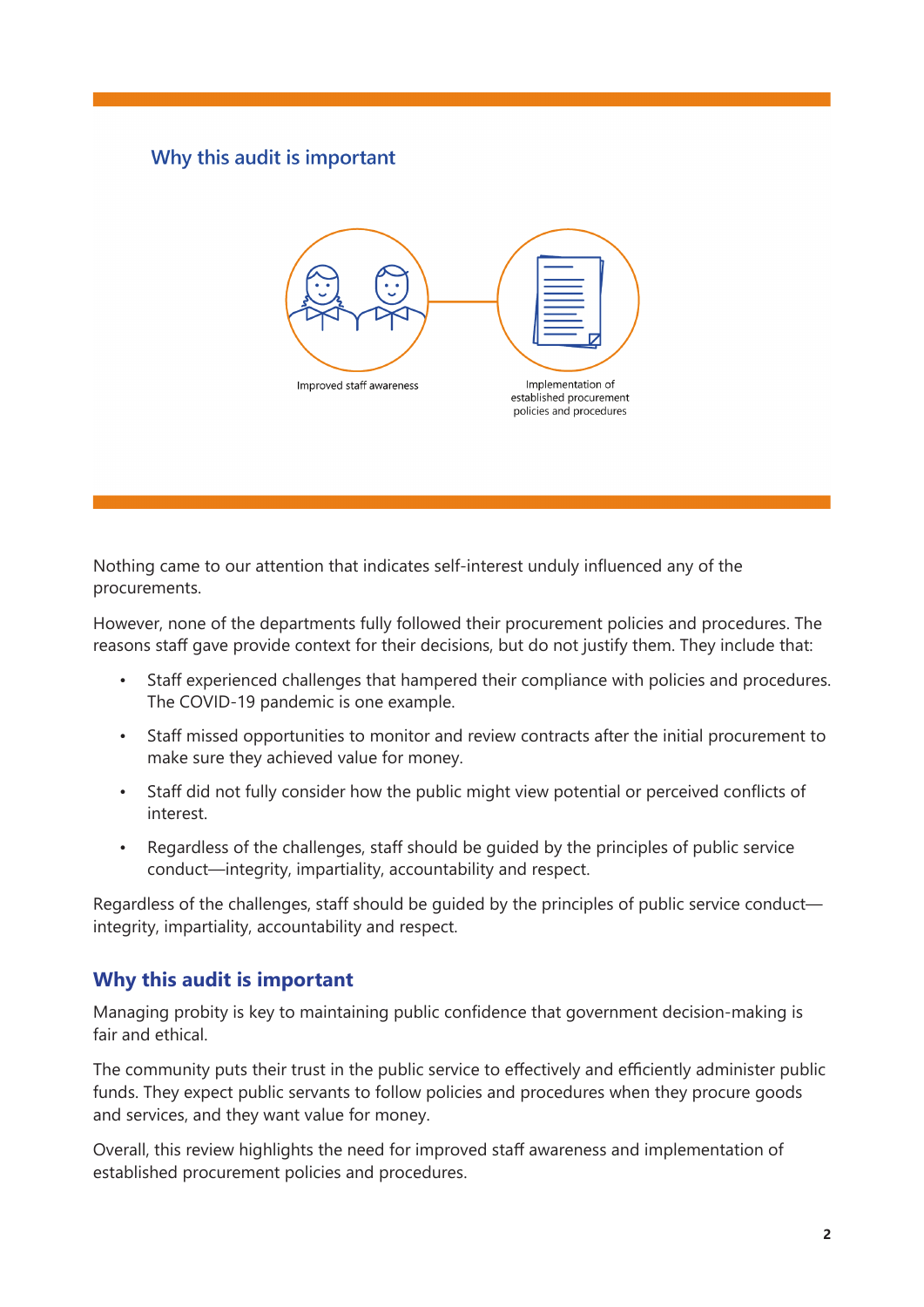## Why this audit is important

Improved staff awareness

Implementation of established procurement policies and procedures

Nothing came to our attention that indicates self-interest unduly influenced any of the procurements.

However, none of the departments fully followed their procurement policies and procedures. The reasons staff gave provide context for their decisions, but do not justify them. They include that:

- Staff experienced challenges that hampered their compliance with policies and procedures. The COVID-19 pandemic is one example.
- Staff missed opportunities to monitor and review contracts after the initial procurement to make sure they achieved value for money.
- Staff did not fully consider how the public might view potential or perceived conflicts of interest.
- Regardless of the challenges, staff should be guided by the principles of public service conduct—integrity, impartiality, accountability and respect.

Regardless of the challenges, staff should be guided by the principles of public service conduct—integrity, impartiality, accountability and respect.

## Why this audit is important

Managing probity is key to maintaining public confidence that government decision-making is fair and ethical.

The community puts their trust in the public service to effectively and efficiently administer public funds. They expect public servants to follow policies and procedures when they procure goods and services, and they want value for money.

Overall, this review highlights the need for improved staff awareness and implementation of established procurement policies and procedures.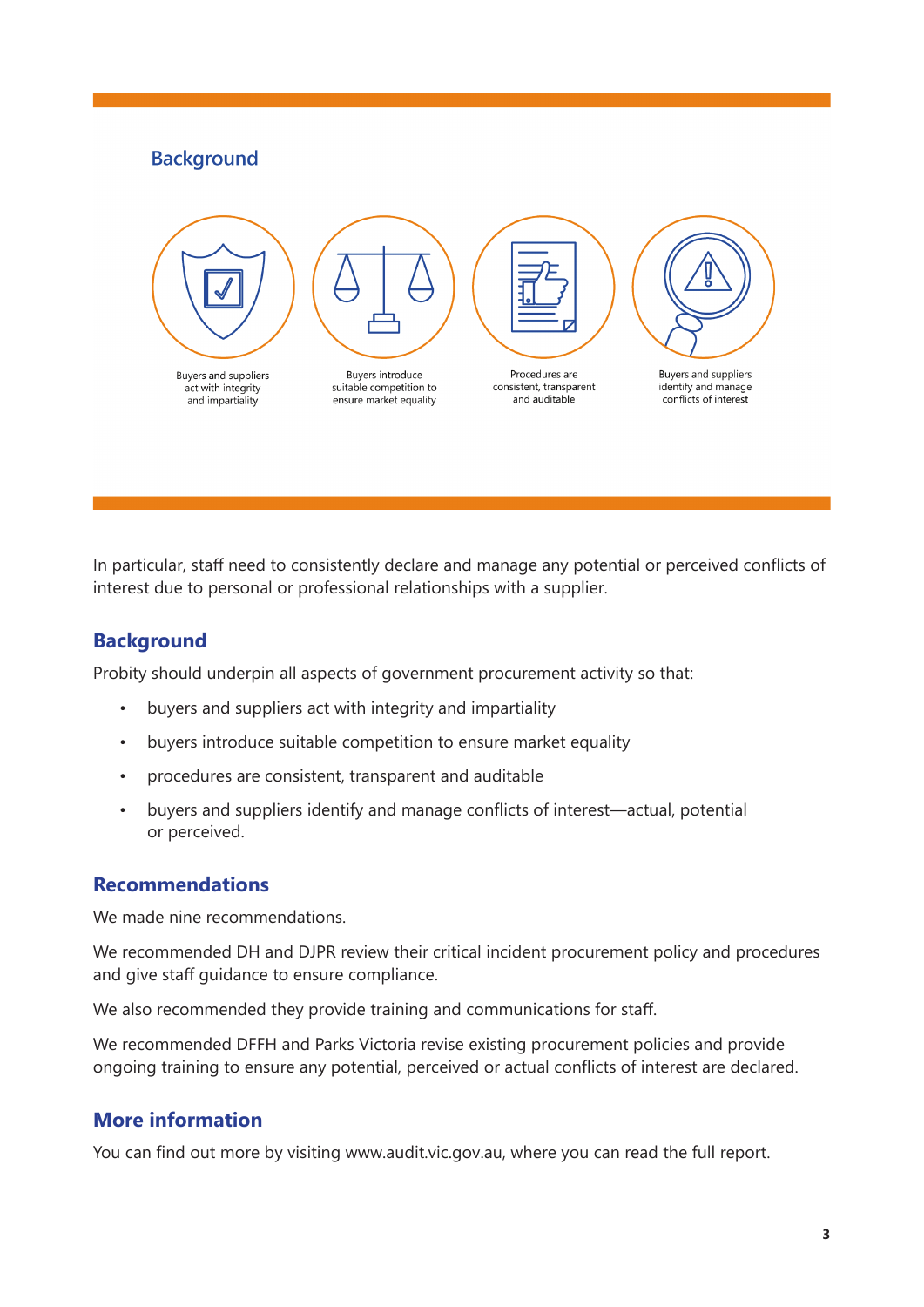## Background

Buyers and suppliers act with integrity and impartiality

Buyers introduce suitable competition to ensure market equality

Procedures are consistent, transparent and auditable

Buyers and suppliers identify and manage conflicts of interest

In particular, staff need to consistently declare and manage any potential or perceived conflicts of interest due to personal or professional relationships with a supplier.

## Background

Probity should underpin all aspects of government procurement activity so that:

- buyers and suppliers act with integrity and impartiality
- buyers introduce suitable competition to ensure market equality
- procedures are consistent, transparent and auditable
- buyers and suppliers identify and manage conflicts of interest—actual, potential or perceived.

## Recommendations

We made nine recommendations.

We recommended DH and DJPR review their critical incident procurement policy and procedures and give staff guidance to ensure compliance.

We also recommended they provide training and communications for staff.

We recommended DFFH and Parks Victoria revise existing procurement policies and provide ongoing training to ensure any potential, perceived or actual conflicts of interest are declared.

## More information

You can find out more by visiting www.audit.vic.gov.au, where you can read the full report.